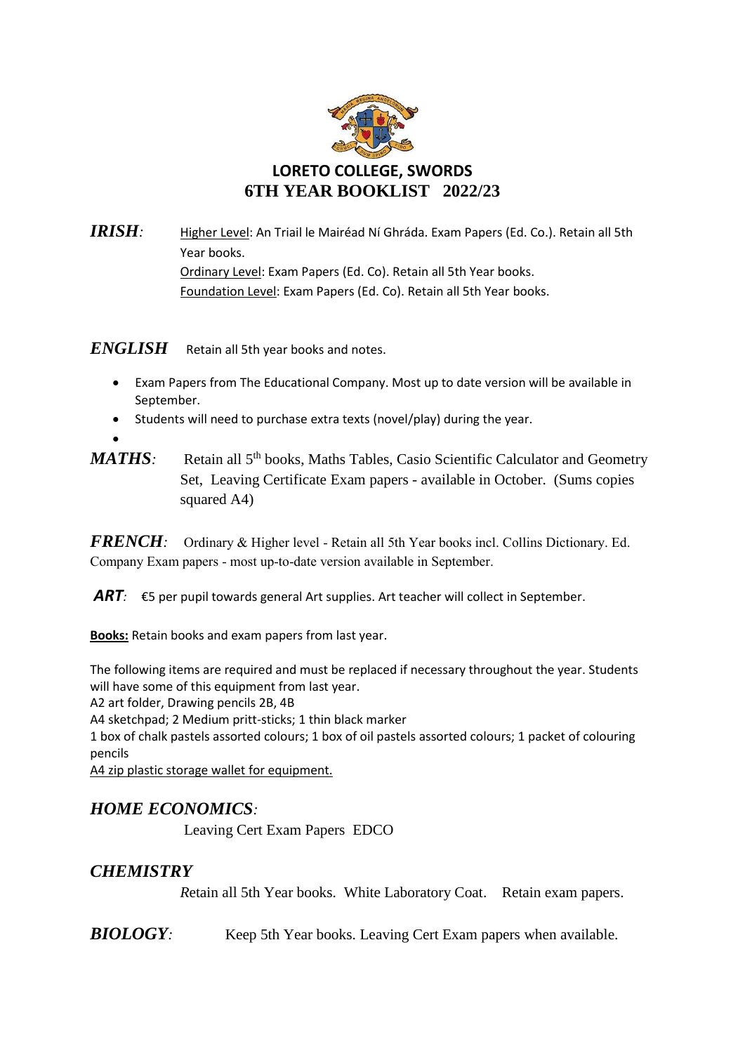# LORETO COLLEGE, SWORDS
## 6TH YEAR BOOKLIST 2022/23

***IRISH:*** Higher Level: An Triail le Mairéad Ní Ghráda. Exam Papers (Ed. Co.). Retain all 5th Year books.
Ordinary Level: Exam Papers (Ed. Co). Retain all 5th Year books.
Foundation Level: Exam Papers (Ed. Co). Retain all 5th Year books.

***ENGLISH*** Retain all 5th year books and notes.

- Exam Papers from The Educational Company. Most up to date version will be available in September.
- Students will need to purchase extra texts (novel/play) during the year.

***MATHS:*** Retain all 5th books, Maths Tables, Casio Scientific Calculator and Geometry Set, Leaving Certificate Exam papers - available in October. (Sums copies squared A4)

***FRENCH:*** Ordinary & Higher level - Retain all 5th Year books incl. Collins Dictionary. Ed. Company Exam papers - most up-to-date version available in September.

***ART:*** €5 per pupil towards general Art supplies. Art teacher will collect in September.

**Books:** Retain books and exam papers from last year.

The following items are required and must be replaced if necessary throughout the year. Students will have some of this equipment from last year.
A2 art folder, Drawing pencils 2B, 4B
A4 sketchpad; 2 Medium pritt-sticks; 1 thin black marker
1 box of chalk pastels assorted colours; 1 box of oil pastels assorted colours; 1 packet of colouring pencils
A4 zip plastic storage wallet for equipment.

***HOME ECONOMICS:***
Leaving Cert Exam Papers EDCO

***CHEMISTRY***
Retain all 5th Year books. White Laboratory Coat. Retain exam papers.

***BIOLOGY:*** Keep 5th Year books. Leaving Cert Exam papers when available.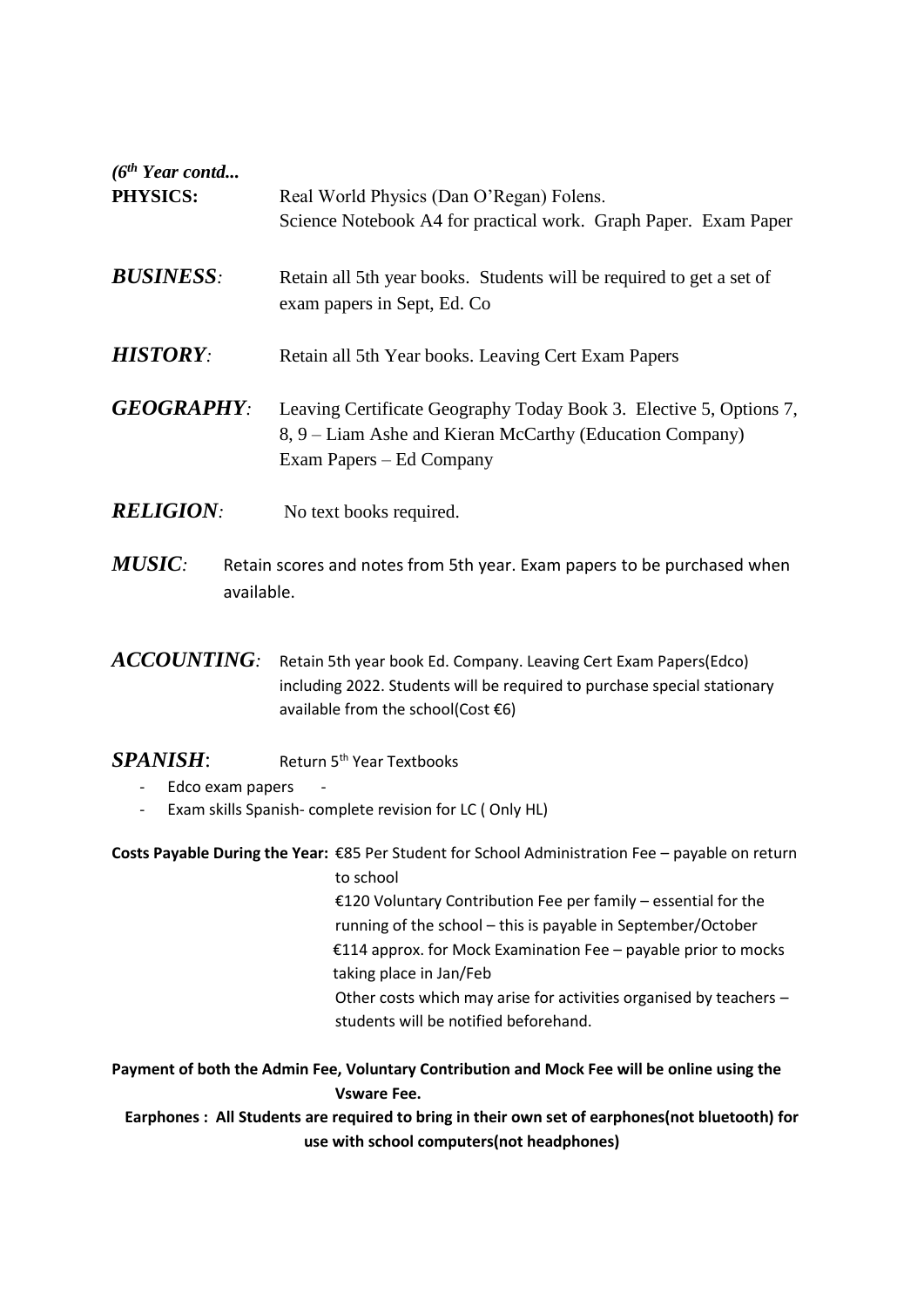***(6th Year contd...***

**PHYSICS:** Real World Physics (Dan O'Regan) Folens.
Science Notebook A4 for practical work. Graph Paper. Exam Paper

***BUSINESS:*** Retain all 5th year books. Students will be required to get a set of exam papers in Sept, Ed. Co

***HISTORY:*** Retain all 5th Year books. Leaving Cert Exam Papers

***GEOGRAPHY:*** Leaving Certificate Geography Today Book 3. Elective 5, Options 7, 8, 9 – Liam Ashe and Kieran McCarthy (Education Company)
Exam Papers – Ed Company

***RELIGION:*** No text books required.

***MUSIC:*** Retain scores and notes from 5th year. Exam papers to be purchased when available.

***ACCOUNTING:*** Retain 5th year book Ed. Company. Leaving Cert Exam Papers(Edco) including 2022. Students will be required to purchase special stationary available from the school(Cost €6)

***SPANISH*:** Return 5th Year Textbooks

- Edco exam papers -
- Exam skills Spanish- complete revision for LC ( Only HL)

**Costs Payable During the Year:** €85 Per Student for School Administration Fee – payable on return to school
€120 Voluntary Contribution Fee per family – essential for the running of the school – this is payable in September/October
€114 approx. for Mock Examination Fee – payable prior to mocks taking place in Jan/Feb
Other costs which may arise for activities organised by teachers – students will be notified beforehand.

**Payment of both the Admin Fee, Voluntary Contribution and Mock Fee will be online using the Vsware Fee.**

**Earphones : All Students are required to bring in their own set of earphones(not bluetooth) for use with school computers(not headphones)**